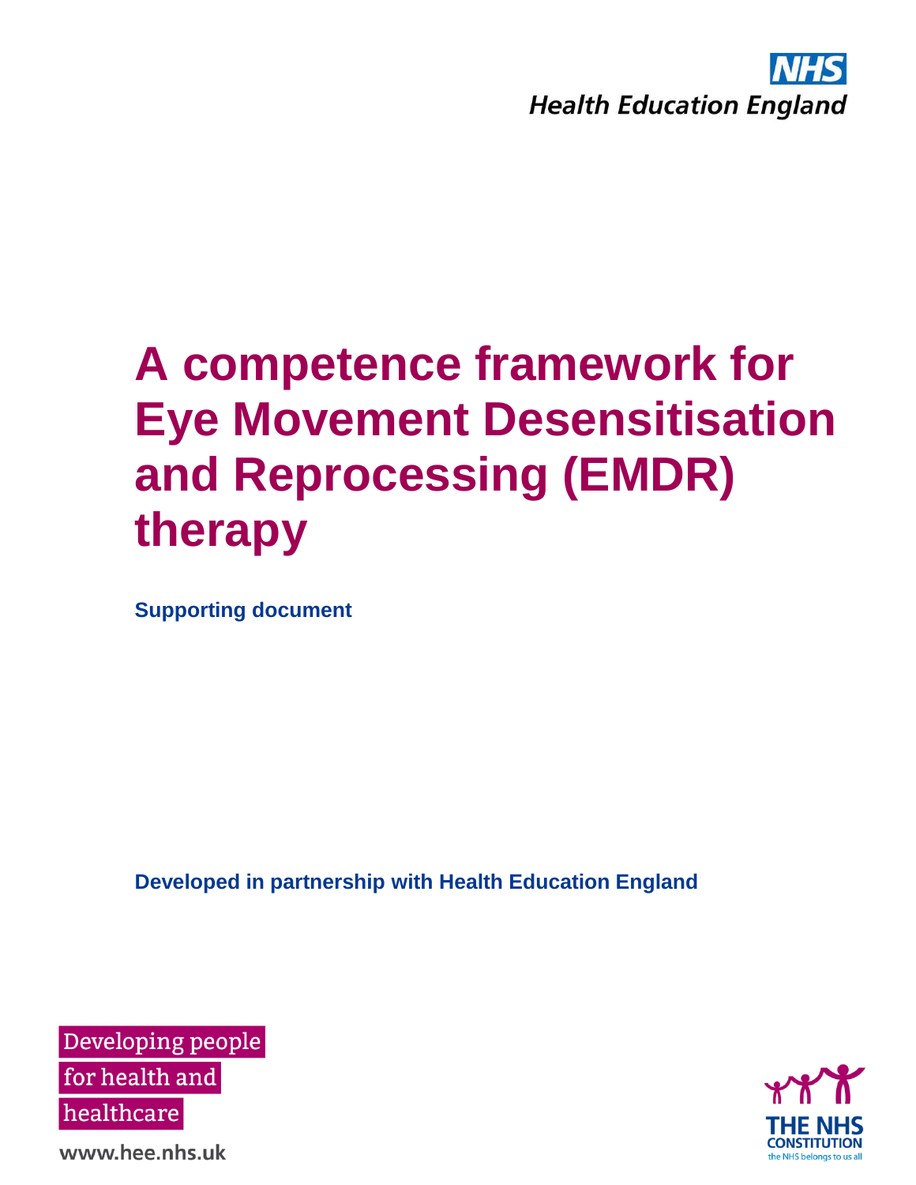NHS

Health Education England

# A competence framework for Eye Movement Desensitisation and Reprocessing (EMDR) therapy

**Supporting document**

**Developed in partnership with Health Education England**

Developing people for health and healthcare

www.hee.nhs.uk

THE NHS CONSTITUTION
the NHS belongs to us all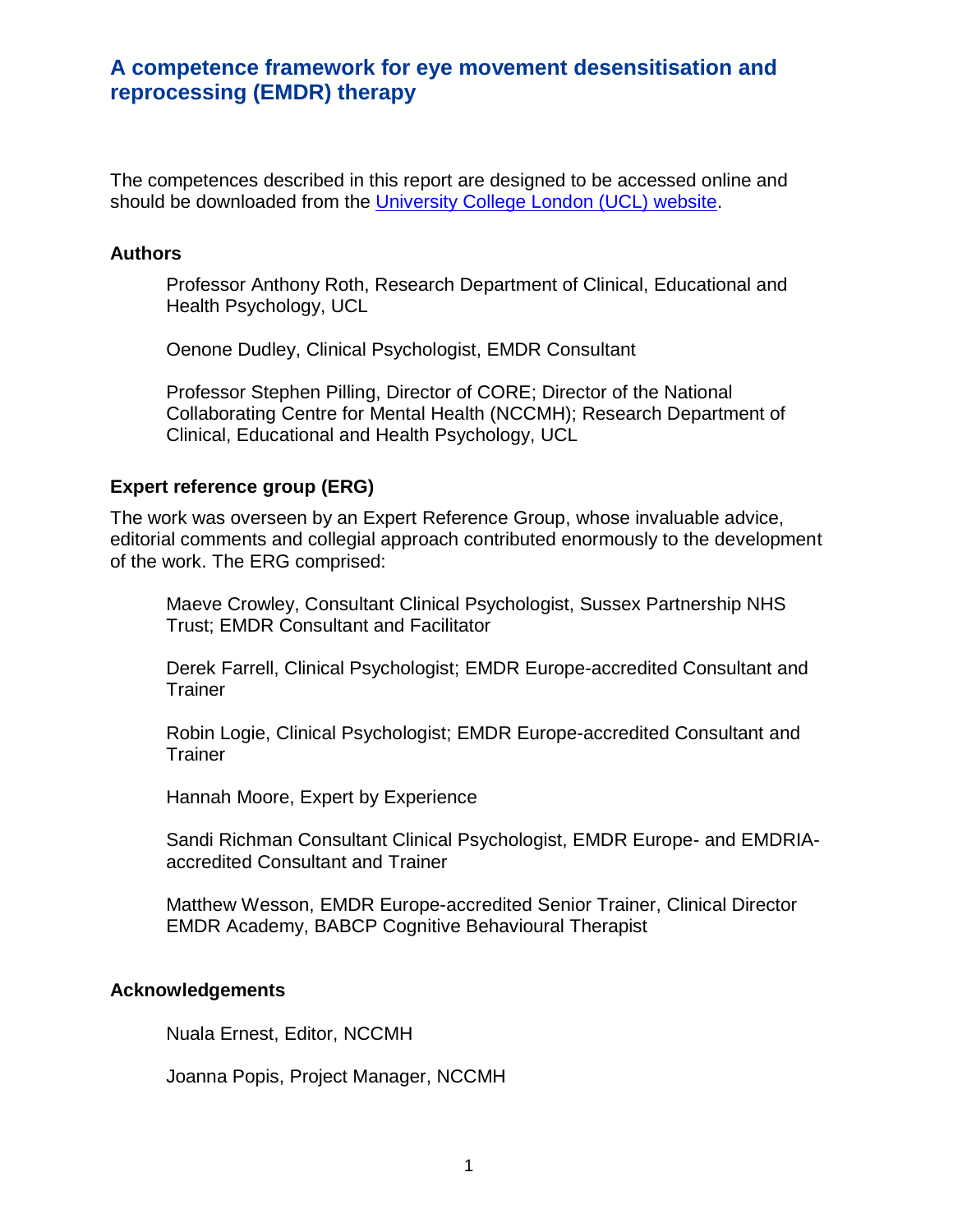# A competence framework for eye movement desensitisation and reprocessing (EMDR) therapy

The competences described in this report are designed to be accessed online and should be downloaded from the [University College London (UCL) website](University College London (UCL) website).

### Authors

Professor Anthony Roth, Research Department of Clinical, Educational and Health Psychology, UCL

Oenone Dudley, Clinical Psychologist, EMDR Consultant

Professor Stephen Pilling, Director of CORE; Director of the National Collaborating Centre for Mental Health (NCCMH); Research Department of Clinical, Educational and Health Psychology, UCL

### Expert reference group (ERG)

The work was overseen by an Expert Reference Group, whose invaluable advice, editorial comments and collegial approach contributed enormously to the development of the work. The ERG comprised:

Maeve Crowley, Consultant Clinical Psychologist, Sussex Partnership NHS Trust; EMDR Consultant and Facilitator

Derek Farrell, Clinical Psychologist; EMDR Europe-accredited Consultant and Trainer

Robin Logie, Clinical Psychologist; EMDR Europe-accredited Consultant and Trainer

Hannah Moore, Expert by Experience

Sandi Richman Consultant Clinical Psychologist, EMDR Europe- and EMDRIA-accredited Consultant and Trainer

Matthew Wesson, EMDR Europe-accredited Senior Trainer, Clinical Director EMDR Academy, BABCP Cognitive Behavioural Therapist

### Acknowledgements

Nuala Ernest, Editor, NCCMH

Joanna Popis, Project Manager, NCCMH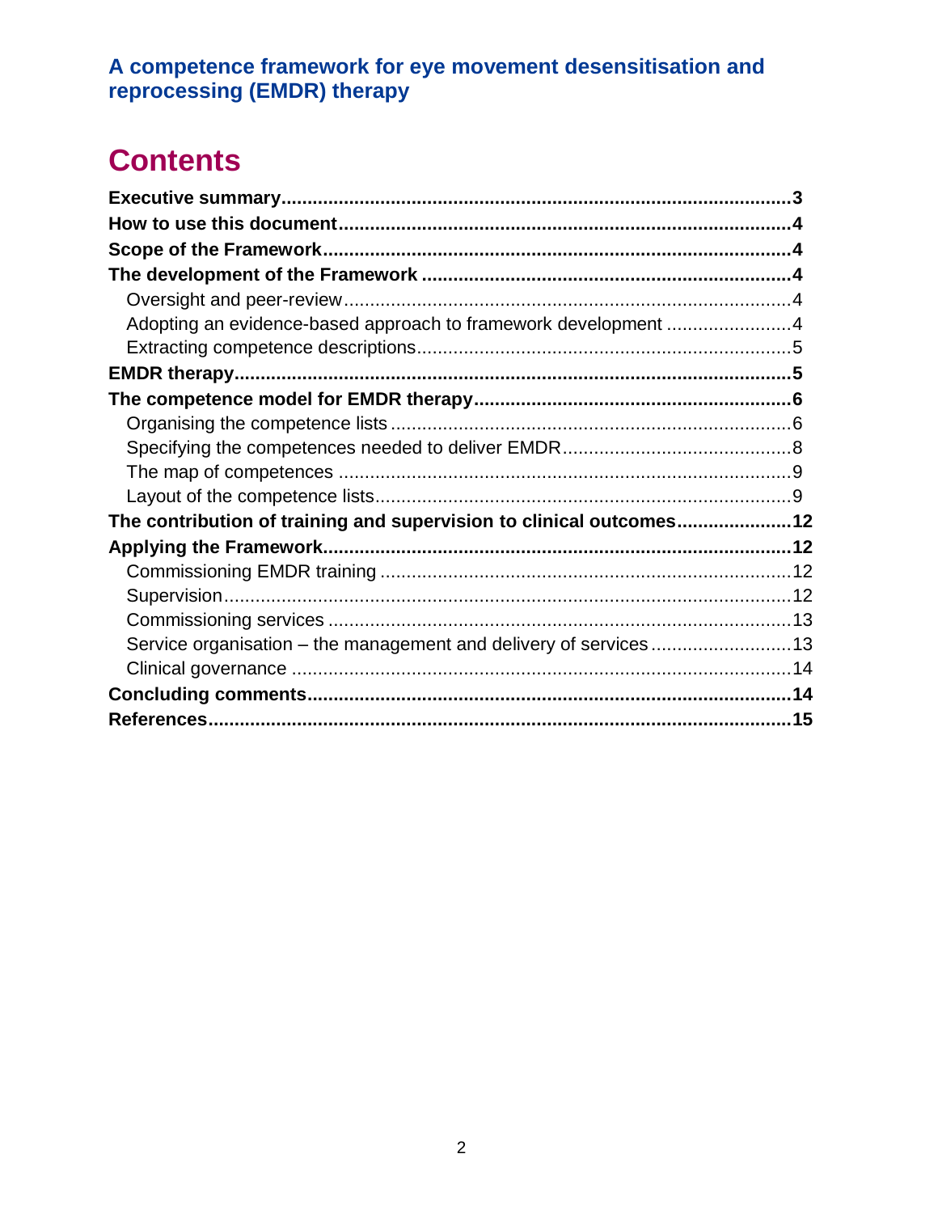**A competence framework for eye movement desensitisation and reprocessing (EMDR) therapy**

# Contents

**Executive summary** ... **3**
**How to use this document** ... **4**
**Scope of the Framework** ... **4**
**The development of the Framework** ... **4**
- Oversight and peer-review ... 4
- Adopting an evidence-based approach to framework development ... 4
- Extracting competence descriptions ... 5

**EMDR therapy** ... **5**
**The competence model for EMDR therapy** ... **6**
- Organising the competence lists ... 6
- Specifying the competences needed to deliver EMDR ... 8
- The map of competences ... 9
- Layout of the competence lists ... 9

**The contribution of training and supervision to clinical outcomes** ... **12**
**Applying the Framework** ... **12**
- Commissioning EMDR training ... 12
- Supervision ... 12
- Commissioning services ... 13
- Service organisation – the management and delivery of services ... 13
- Clinical governance ... 14

**Concluding comments** ... **14**
**References** ... **15**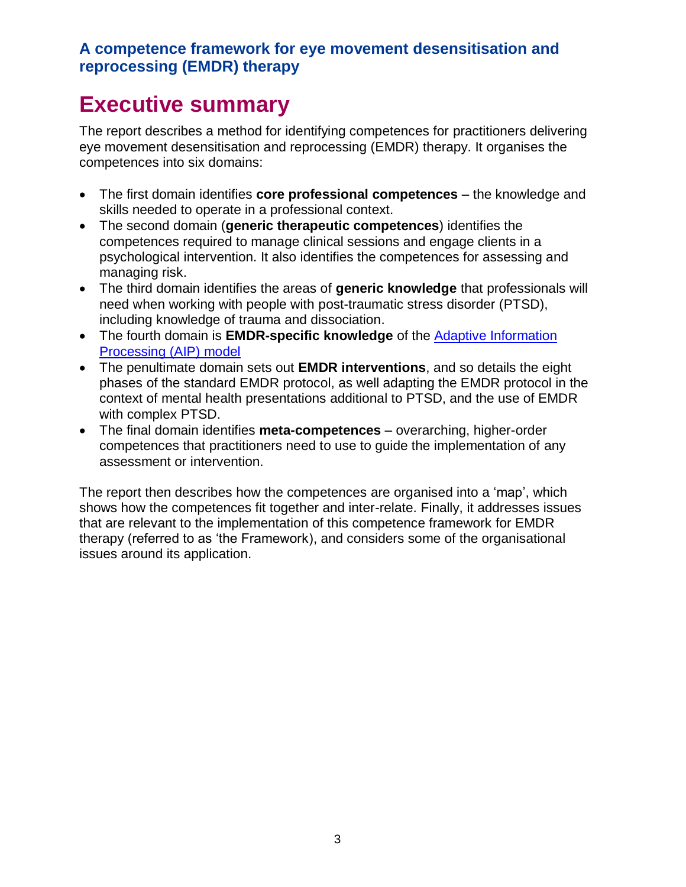**A competence framework for eye movement desensitisation and reprocessing (EMDR) therapy**

# Executive summary

The report describes a method for identifying competences for practitioners delivering eye movement desensitisation and reprocessing (EMDR) therapy. It organises the competences into six domains:

- The first domain identifies **core professional competences** – the knowledge and skills needed to operate in a professional context.
- The second domain (**generic therapeutic competences**) identifies the competences required to manage clinical sessions and engage clients in a psychological intervention. It also identifies the competences for assessing and managing risk.
- The third domain identifies the areas of **generic knowledge** that professionals will need when working with people with post-traumatic stress disorder (PTSD), including knowledge of trauma and dissociation.
- The fourth domain is **EMDR-specific knowledge** of the Adaptive Information Processing (AIP) model
- The penultimate domain sets out **EMDR interventions**, and so details the eight phases of the standard EMDR protocol, as well adapting the EMDR protocol in the context of mental health presentations additional to PTSD, and the use of EMDR with complex PTSD.
- The final domain identifies **meta-competences** – overarching, higher-order competences that practitioners need to use to guide the implementation of any assessment or intervention.

The report then describes how the competences are organised into a 'map', which shows how the competences fit together and inter-relate. Finally, it addresses issues that are relevant to the implementation of this competence framework for EMDR therapy (referred to as 'the Framework), and considers some of the organisational issues around its application.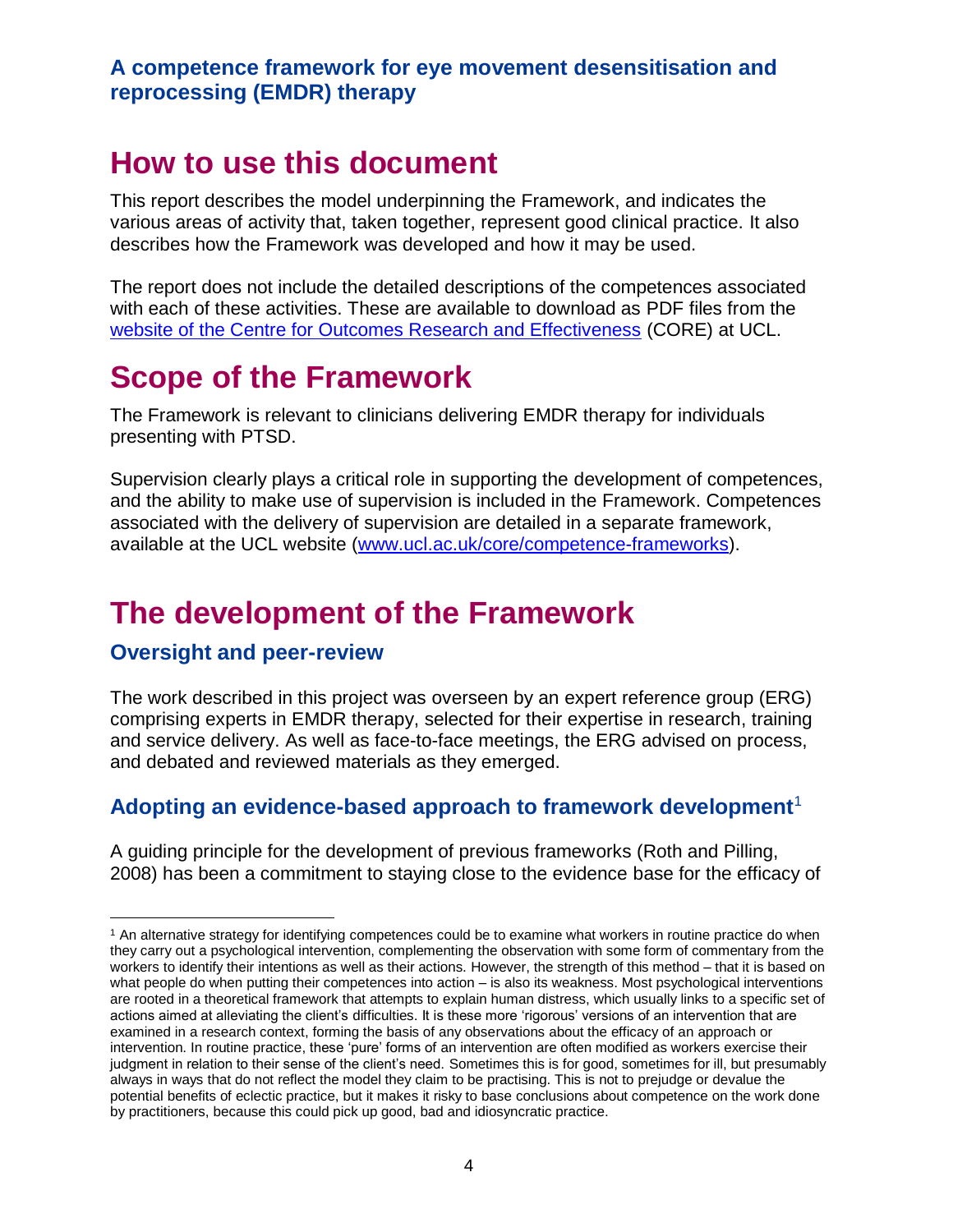# How to use this document

This report describes the model underpinning the Framework, and indicates the various areas of activity that, taken together, represent good clinical practice. It also describes how the Framework was developed and how it may be used.

The report does not include the detailed descriptions of the competences associated with each of these activities. These are available to download as PDF files from the [website of the Centre for Outcomes Research and Effectiveness](www.ucl.ac.uk/core/competence-frameworks) (CORE) at UCL.

# Scope of the Framework

The Framework is relevant to clinicians delivering EMDR therapy for individuals presenting with PTSD.

Supervision clearly plays a critical role in supporting the development of competences, and the ability to make use of supervision is included in the Framework. Competences associated with the delivery of supervision are detailed in a separate framework, available at the UCL website (www.ucl.ac.uk/core/competence-frameworks).

# The development of the Framework

## Oversight and peer-review

The work described in this project was overseen by an expert reference group (ERG) comprising experts in EMDR therapy, selected for their expertise in research, training and service delivery. As well as face-to-face meetings, the ERG advised on process, and debated and reviewed materials as they emerged.

## Adopting an evidence-based approach to framework development[1]

A guiding principle for the development of previous frameworks (Roth and Pilling, 2008) has been a commitment to staying close to the evidence base for the efficacy of

---

[1] An alternative strategy for identifying competences could be to examine what workers in routine practice do when they carry out a psychological intervention, complementing the observation with some form of commentary from the workers to identify their intentions as well as their actions. However, the strength of this method – that it is based on what people do when putting their competences into action – is also its weakness. Most psychological interventions are rooted in a theoretical framework that attempts to explain human distress, which usually links to a specific set of actions aimed at alleviating the client's difficulties. It is these more 'rigorous' versions of an intervention that are examined in a research context, forming the basis of any observations about the efficacy of an approach or intervention. In routine practice, these 'pure' forms of an intervention are often modified as workers exercise their judgment in relation to their sense of the client's need. Sometimes this is for good, sometimes for ill, but presumably always in ways that do not reflect the model they claim to be practising. This is not to prejudge or devalue the potential benefits of eclectic practice, but it makes it risky to base conclusions about competence on the work done by practitioners, because this could pick up good, bad and idiosyncratic practice.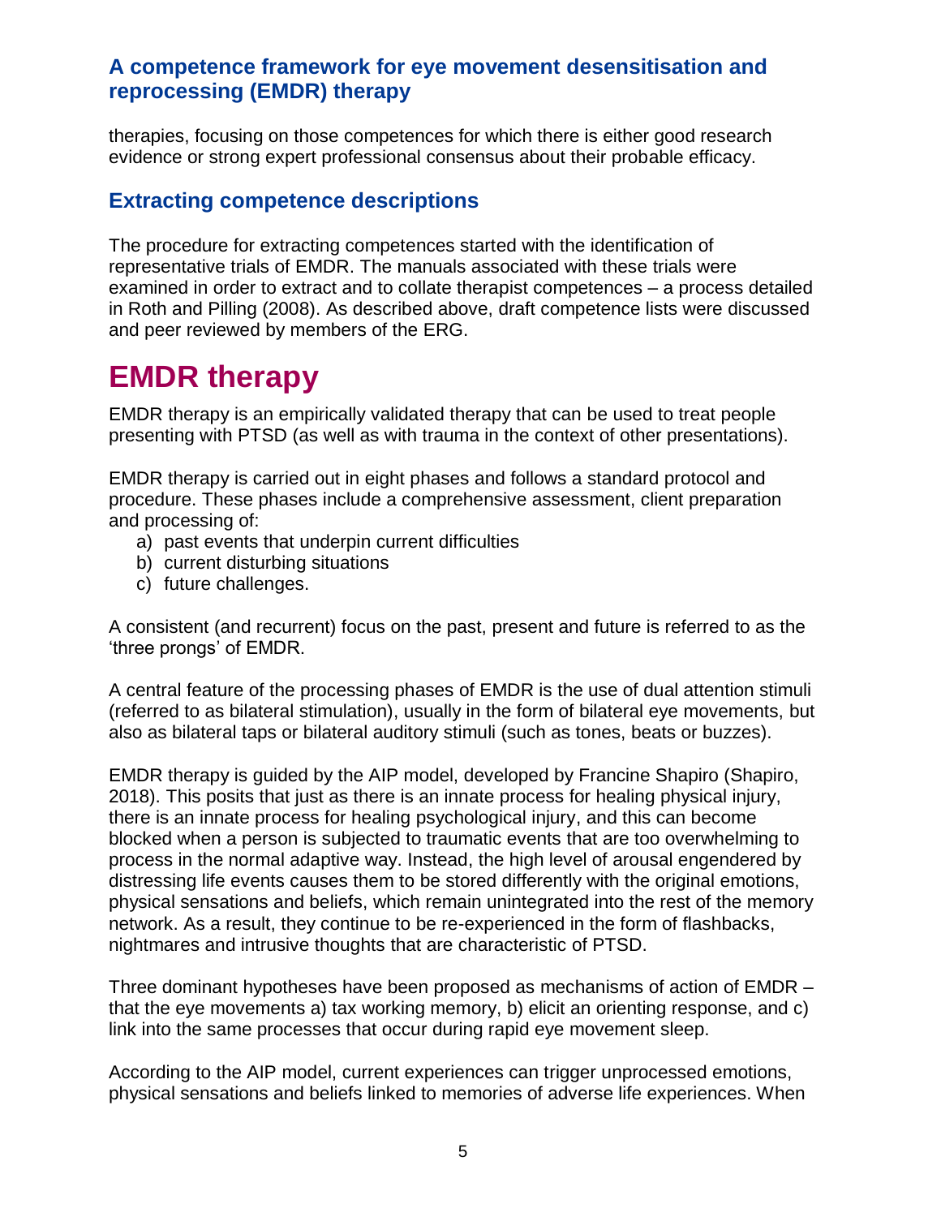therapies, focusing on those competences for which there is either good research evidence or strong expert professional consensus about their probable efficacy.

## Extracting competence descriptions

The procedure for extracting competences started with the identification of representative trials of EMDR. The manuals associated with these trials were examined in order to extract and to collate therapist competences – a process detailed in Roth and Pilling (2008). As described above, draft competence lists were discussed and peer reviewed by members of the ERG.

# EMDR therapy

EMDR therapy is an empirically validated therapy that can be used to treat people presenting with PTSD (as well as with trauma in the context of other presentations).

EMDR therapy is carried out in eight phases and follows a standard protocol and procedure. These phases include a comprehensive assessment, client preparation and processing of:

a) past events that underpin current difficulties
b) current disturbing situations
c) future challenges.

A consistent (and recurrent) focus on the past, present and future is referred to as the 'three prongs' of EMDR.

A central feature of the processing phases of EMDR is the use of dual attention stimuli (referred to as bilateral stimulation), usually in the form of bilateral eye movements, but also as bilateral taps or bilateral auditory stimuli (such as tones, beats or buzzes).

EMDR therapy is guided by the AIP model, developed by Francine Shapiro (Shapiro, 2018). This posits that just as there is an innate process for healing physical injury, there is an innate process for healing psychological injury, and this can become blocked when a person is subjected to traumatic events that are too overwhelming to process in the normal adaptive way. Instead, the high level of arousal engendered by distressing life events causes them to be stored differently with the original emotions, physical sensations and beliefs, which remain unintegrated into the rest of the memory network. As a result, they continue to be re-experienced in the form of flashbacks, nightmares and intrusive thoughts that are characteristic of PTSD.

Three dominant hypotheses have been proposed as mechanisms of action of EMDR – that the eye movements a) tax working memory, b) elicit an orienting response, and c) link into the same processes that occur during rapid eye movement sleep.

According to the AIP model, current experiences can trigger unprocessed emotions, physical sensations and beliefs linked to memories of adverse life experiences. When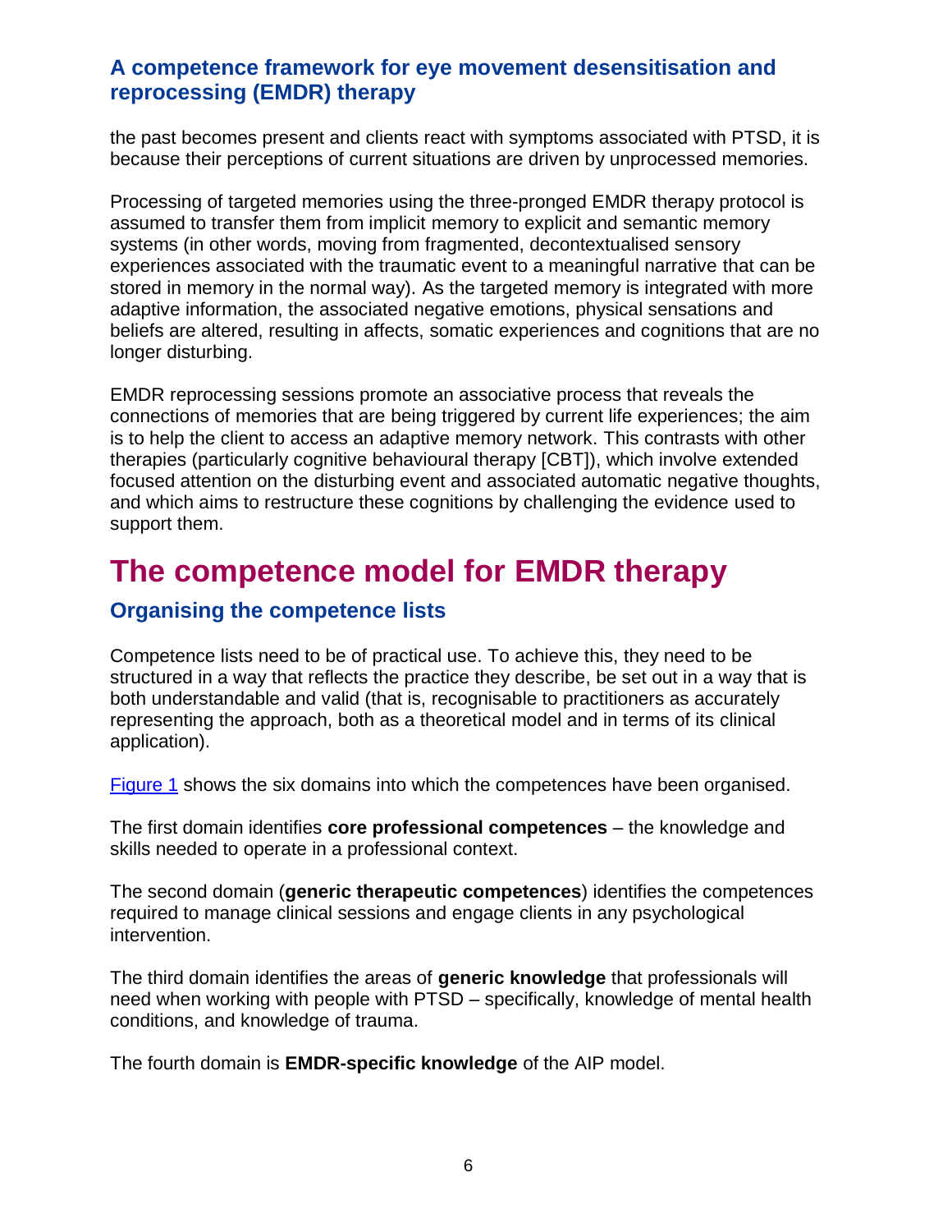the past becomes present and clients react with symptoms associated with PTSD, it is because their perceptions of current situations are driven by unprocessed memories.

Processing of targeted memories using the three-pronged EMDR therapy protocol is assumed to transfer them from implicit memory to explicit and semantic memory systems (in other words, moving from fragmented, decontextualised sensory experiences associated with the traumatic event to a meaningful narrative that can be stored in memory in the normal way). As the targeted memory is integrated with more adaptive information, the associated negative emotions, physical sensations and beliefs are altered, resulting in affects, somatic experiences and cognitions that are no longer disturbing.

EMDR reprocessing sessions promote an associative process that reveals the connections of memories that are being triggered by current life experiences; the aim is to help the client to access an adaptive memory network. This contrasts with other therapies (particularly cognitive behavioural therapy [CBT]), which involve extended focused attention on the disturbing event and associated automatic negative thoughts, and which aims to restructure these cognitions by challenging the evidence used to support them.

# The competence model for EMDR therapy

## Organising the competence lists

Competence lists need to be of practical use. To achieve this, they need to be structured in a way that reflects the practice they describe, be set out in a way that is both understandable and valid (that is, recognisable to practitioners as accurately representing the approach, both as a theoretical model and in terms of its clinical application).

Figure 1 shows the six domains into which the competences have been organised.

The first domain identifies **core professional competences** – the knowledge and skills needed to operate in a professional context.

The second domain (**generic therapeutic competences**) identifies the competences required to manage clinical sessions and engage clients in any psychological intervention.

The third domain identifies the areas of **generic knowledge** that professionals will need when working with people with PTSD – specifically, knowledge of mental health conditions, and knowledge of trauma.

The fourth domain is **EMDR-specific knowledge** of the AIP model.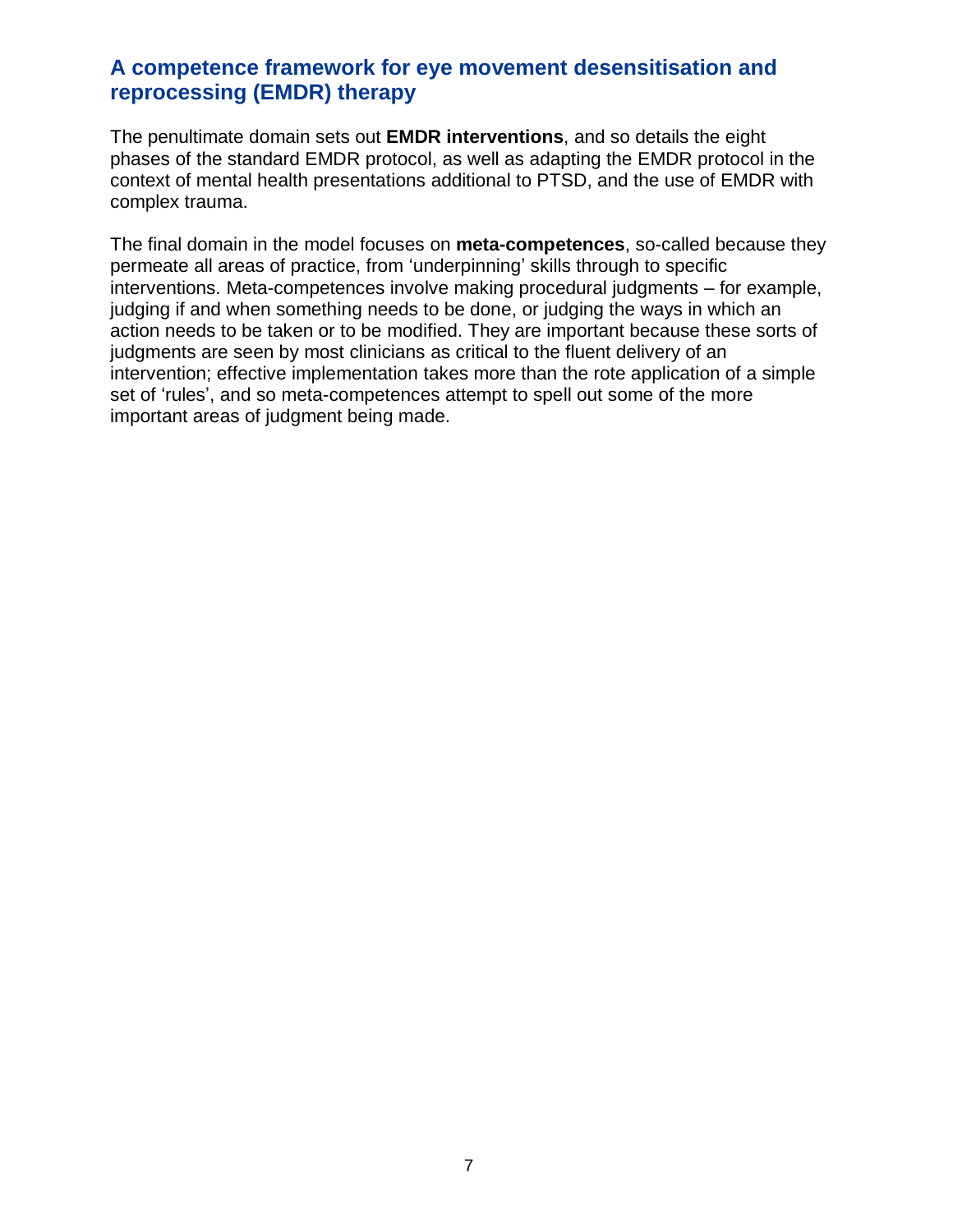## A competence framework for eye movement desensitisation and reprocessing (EMDR) therapy

The penultimate domain sets out **EMDR interventions**, and so details the eight phases of the standard EMDR protocol, as well as adapting the EMDR protocol in the context of mental health presentations additional to PTSD, and the use of EMDR with complex trauma.

The final domain in the model focuses on **meta-competences**, so-called because they permeate all areas of practice, from 'underpinning' skills through to specific interventions. Meta-competences involve making procedural judgments – for example, judging if and when something needs to be done, or judging the ways in which an action needs to be taken or to be modified. They are important because these sorts of judgments are seen by most clinicians as critical to the fluent delivery of an intervention; effective implementation takes more than the rote application of a simple set of 'rules', and so meta-competences attempt to spell out some of the more important areas of judgment being made.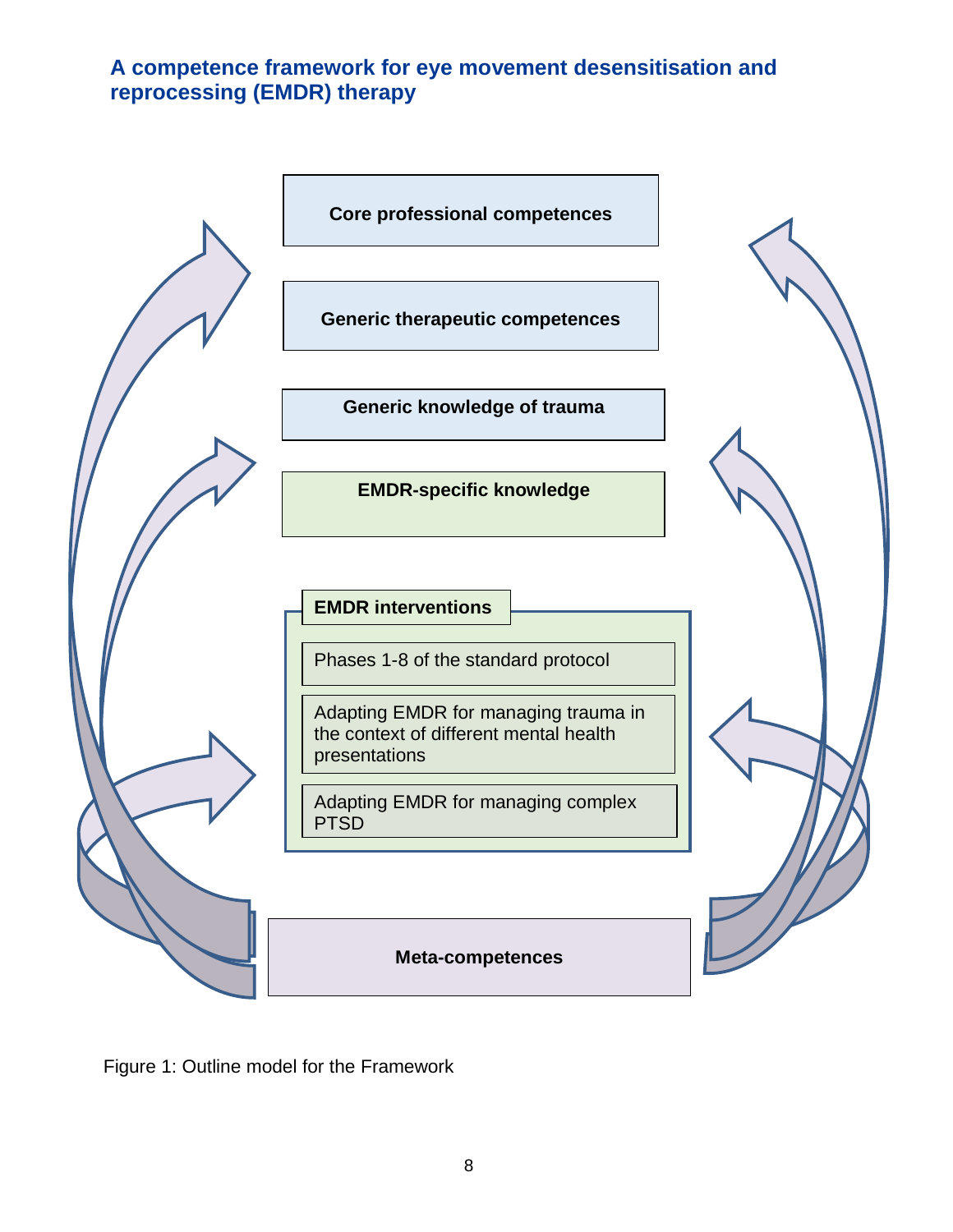## A competence framework for eye movement desensitisation and reprocessing (EMDR) therapy

**Core professional competences**

**Generic therapeutic competences**

**Generic knowledge of trauma**

**EMDR-specific knowledge**

**EMDR interventions**

- Phases 1-8 of the standard protocol
- Adapting EMDR for managing trauma in the context of different mental health presentations
- Adapting EMDR for managing complex PTSD

**Meta-competences**

Figure 1: Outline model for the Framework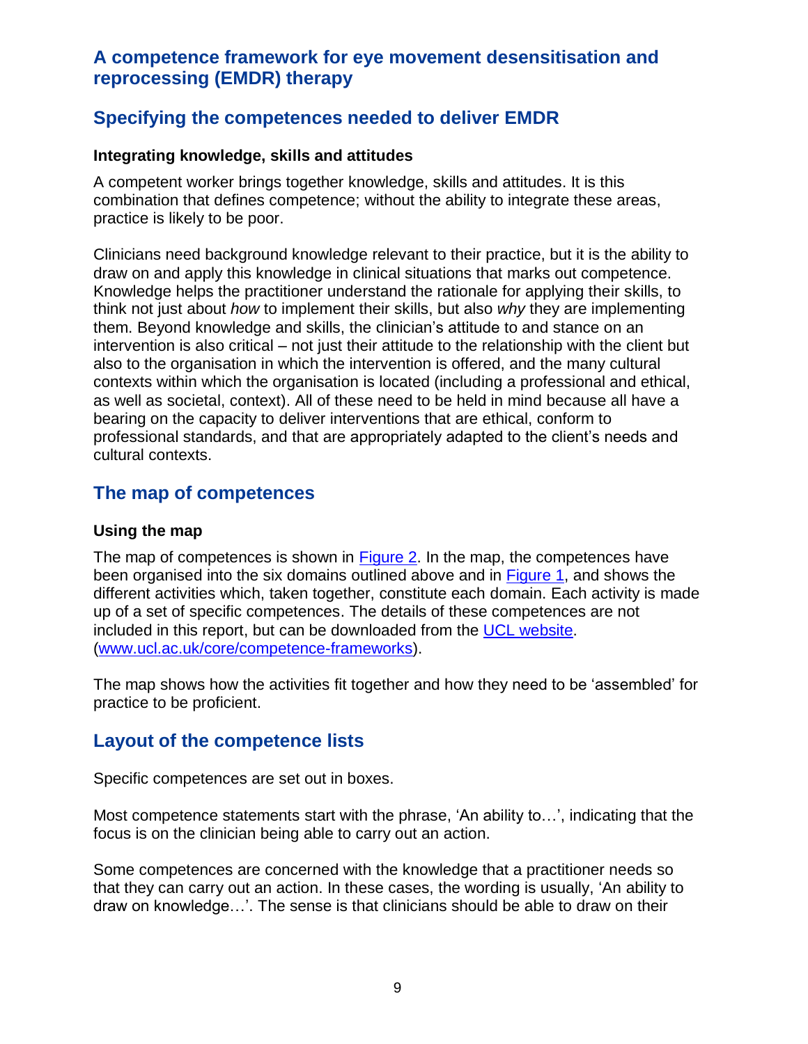## A competence framework for eye movement desensitisation and reprocessing (EMDR) therapy

## Specifying the competences needed to deliver EMDR

### Integrating knowledge, skills and attitudes

A competent worker brings together knowledge, skills and attitudes. It is this combination that defines competence; without the ability to integrate these areas, practice is likely to be poor.

Clinicians need background knowledge relevant to their practice, but it is the ability to draw on and apply this knowledge in clinical situations that marks out competence. Knowledge helps the practitioner understand the rationale for applying their skills, to think not just about *how* to implement their skills, but also *why* they are implementing them. Beyond knowledge and skills, the clinician's attitude to and stance on an intervention is also critical – not just their attitude to the relationship with the client but also to the organisation in which the intervention is offered, and the many cultural contexts within which the organisation is located (including a professional and ethical, as well as societal, context). All of these need to be held in mind because all have a bearing on the capacity to deliver interventions that are ethical, conform to professional standards, and that are appropriately adapted to the client's needs and cultural contexts.

## The map of competences

### Using the map

The map of competences is shown in Figure 2. In the map, the competences have been organised into the six domains outlined above and in Figure 1, and shows the different activities which, taken together, constitute each domain. Each activity is made up of a set of specific competences. The details of these competences are not included in this report, but can be downloaded from the UCL website. (www.ucl.ac.uk/core/competence-frameworks).

The map shows how the activities fit together and how they need to be 'assembled' for practice to be proficient.

## Layout of the competence lists

Specific competences are set out in boxes.

Most competence statements start with the phrase, 'An ability to…', indicating that the focus is on the clinician being able to carry out an action.

Some competences are concerned with the knowledge that a practitioner needs so that they can carry out an action. In these cases, the wording is usually, 'An ability to draw on knowledge…'. The sense is that clinicians should be able to draw on their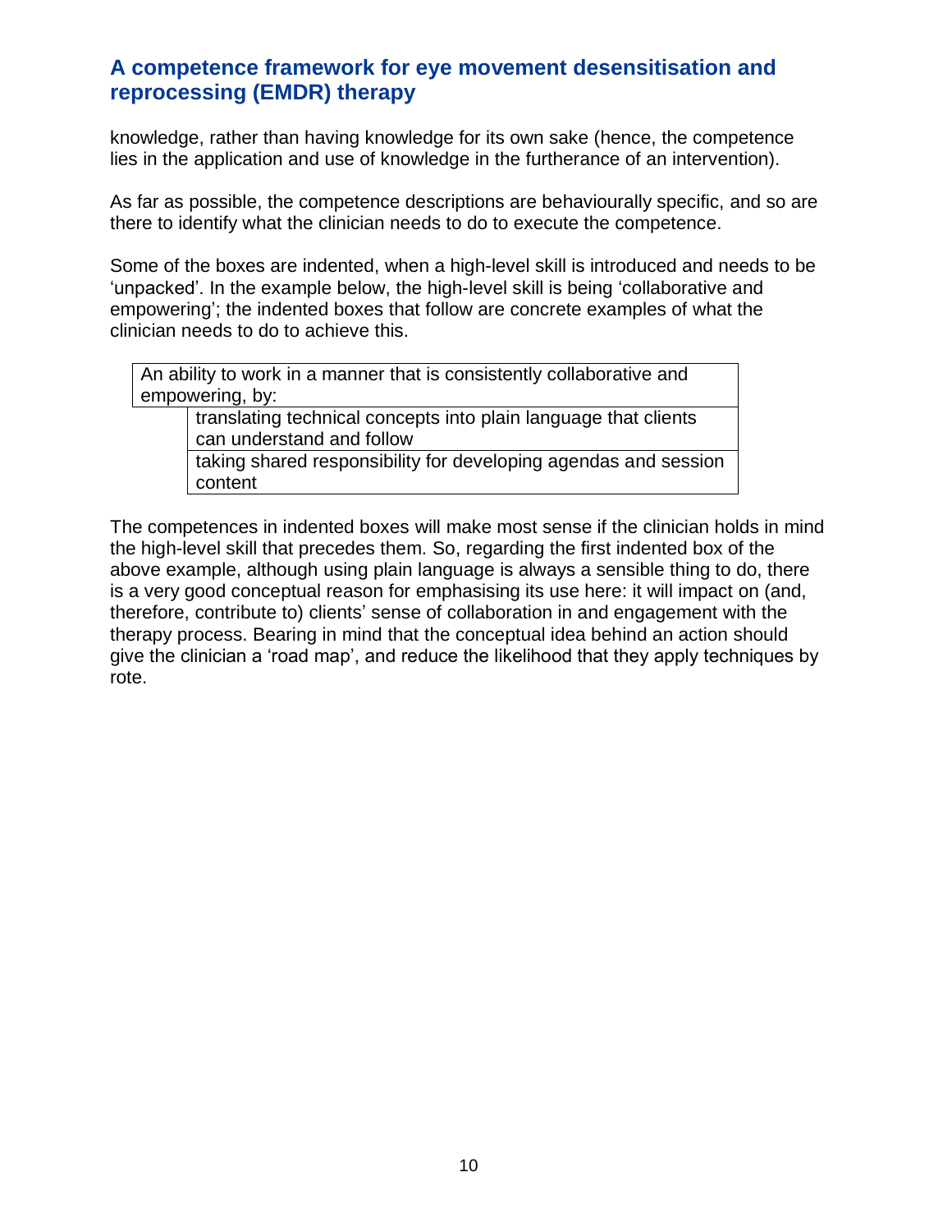knowledge, rather than having knowledge for its own sake (hence, the competence lies in the application and use of knowledge in the furtherance of an intervention).

As far as possible, the competence descriptions are behaviourally specific, and so are there to identify what the clinician needs to do to execute the competence.

Some of the boxes are indented, when a high-level skill is introduced and needs to be 'unpacked'. In the example below, the high-level skill is being 'collaborative and empowering'; the indented boxes that follow are concrete examples of what the clinician needs to do to achieve this.

| An ability to work in a manner that is consistently collaborative and empowering, by: |
|---|
| translating technical concepts into plain language that clients can understand and follow |
| taking shared responsibility for developing agendas and session content |

The competences in indented boxes will make most sense if the clinician holds in mind the high-level skill that precedes them. So, regarding the first indented box of the above example, although using plain language is always a sensible thing to do, there is a very good conceptual reason for emphasising its use here: it will impact on (and, therefore, contribute to) clients' sense of collaboration in and engagement with the therapy process. Bearing in mind that the conceptual idea behind an action should give the clinician a 'road map', and reduce the likelihood that they apply techniques by rote.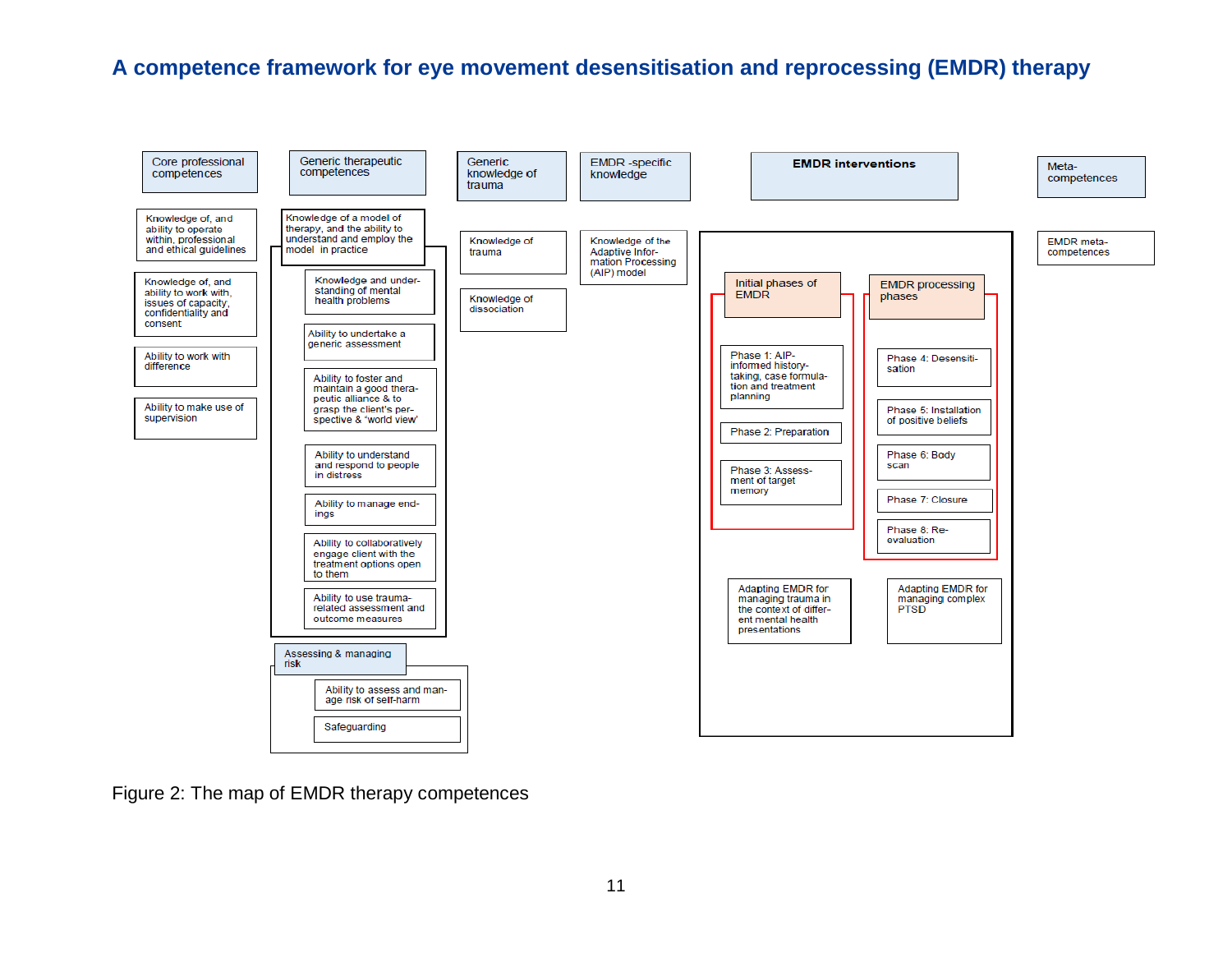# A competence framework for eye movement desensitisation and reprocessing (EMDR) therapy

**Core professional competences**

- Knowledge of, and ability to operate within, professional and ethical guidelines
- Knowledge of, and ability to work with, issues of capacity, confidentiality and consent
- Ability to work with difference
- Ability to make use of supervision

**Generic therapeutic competences**

- Knowledge of a model of therapy, and the ability to understand and employ the model in practice
- Knowledge and understanding of mental health problems
- Ability to undertake a generic assessment
- Ability to foster and maintain a good therapeutic alliance & to grasp the client's perspective & 'world view'
- Ability to understand and respond to people in distress
- Ability to manage endings
- Ability to collaboratively engage client with the treatment options open to them
- Ability to use trauma-related assessment and outcome measures

**Assessing & managing risk**

- Ability to assess and manage risk of self-harm
- Safeguarding

**Generic knowledge of trauma**

- Knowledge of trauma
- Knowledge of dissociation

**EMDR -specific knowledge**

- Knowledge of the Adaptive Information Processing (AIP) model

**EMDR interventions**

Initial phases of EMDR

- Phase 1: AIP-informed history-taking, case formulation and treatment planning
- Phase 2: Preparation
- Phase 3: Assessment of target memory

EMDR processing phases

- Phase 4: Desensitisation
- Phase 5: Installation of positive beliefs
- Phase 6: Body scan
- Phase 7: Closure
- Phase 8: Re-evaluation

- Adapting EMDR for managing trauma in the context of different mental health presentations
- Adapting EMDR for managing complex PTSD

**Meta-competences**

- EMDR meta-competences

Figure 2: The map of EMDR therapy competences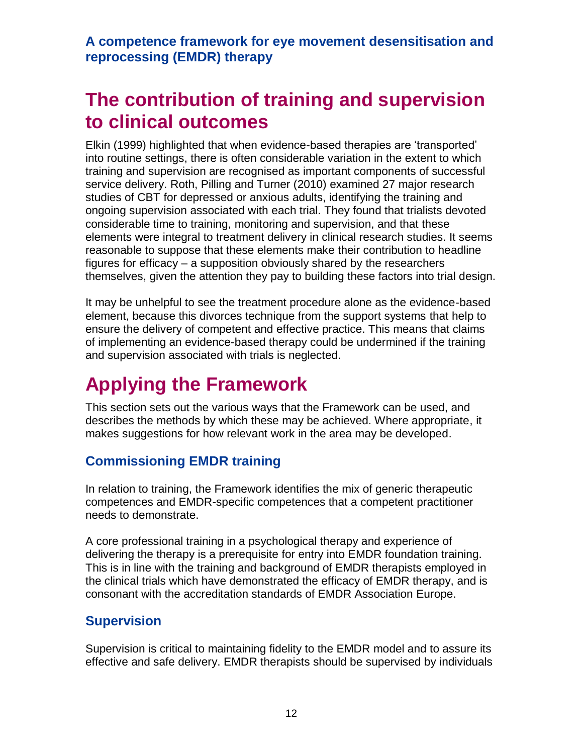## The contribution of training and supervision to clinical outcomes

Elkin (1999) highlighted that when evidence-based therapies are 'transported' into routine settings, there is often considerable variation in the extent to which training and supervision are recognised as important components of successful service delivery. Roth, Pilling and Turner (2010) examined 27 major research studies of CBT for depressed or anxious adults, identifying the training and ongoing supervision associated with each trial. They found that trialists devoted considerable time to training, monitoring and supervision, and that these elements were integral to treatment delivery in clinical research studies. It seems reasonable to suppose that these elements make their contribution to headline figures for efficacy – a supposition obviously shared by the researchers themselves, given the attention they pay to building these factors into trial design.

It may be unhelpful to see the treatment procedure alone as the evidence-based element, because this divorces technique from the support systems that help to ensure the delivery of competent and effective practice. This means that claims of implementing an evidence-based therapy could be undermined if the training and supervision associated with trials is neglected.

## Applying the Framework

This section sets out the various ways that the Framework can be used, and describes the methods by which these may be achieved. Where appropriate, it makes suggestions for how relevant work in the area may be developed.

### Commissioning EMDR training

In relation to training, the Framework identifies the mix of generic therapeutic competences and EMDR-specific competences that a competent practitioner needs to demonstrate.

A core professional training in a psychological therapy and experience of delivering the therapy is a prerequisite for entry into EMDR foundation training. This is in line with the training and background of EMDR therapists employed in the clinical trials which have demonstrated the efficacy of EMDR therapy, and is consonant with the accreditation standards of EMDR Association Europe.

### Supervision

Supervision is critical to maintaining fidelity to the EMDR model and to assure its effective and safe delivery. EMDR therapists should be supervised by individuals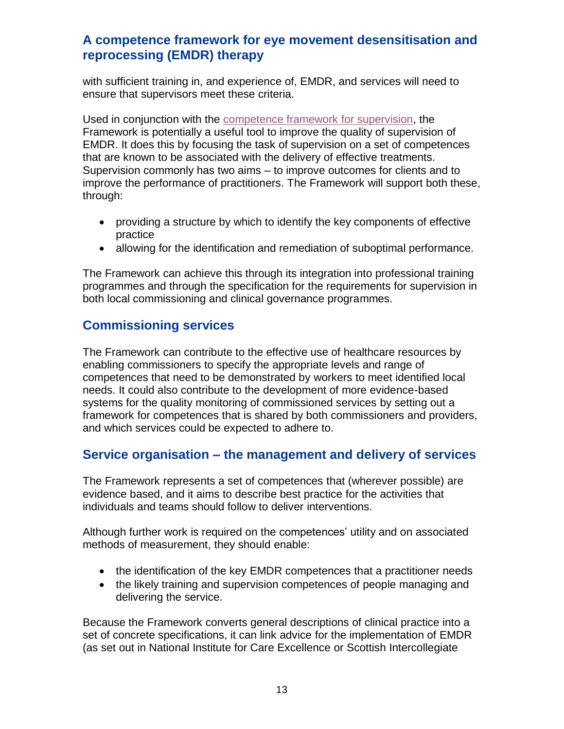with sufficient training in, and experience of, EMDR, and services will need to ensure that supervisors meet these criteria.

Used in conjunction with the competence framework for supervision, the Framework is potentially a useful tool to improve the quality of supervision of EMDR. It does this by focusing the task of supervision on a set of competences that are known to be associated with the delivery of effective treatments. Supervision commonly has two aims – to improve outcomes for clients and to improve the performance of practitioners. The Framework will support both these, through:

- providing a structure by which to identify the key components of effective practice
- allowing for the identification and remediation of suboptimal performance.

The Framework can achieve this through its integration into professional training programmes and through the specification for the requirements for supervision in both local commissioning and clinical governance programmes.

## Commissioning services

The Framework can contribute to the effective use of healthcare resources by enabling commissioners to specify the appropriate levels and range of competences that need to be demonstrated by workers to meet identified local needs. It could also contribute to the development of more evidence-based systems for the quality monitoring of commissioned services by setting out a framework for competences that is shared by both commissioners and providers, and which services could be expected to adhere to.

## Service organisation – the management and delivery of services

The Framework represents a set of competences that (wherever possible) are evidence based, and it aims to describe best practice for the activities that individuals and teams should follow to deliver interventions.

Although further work is required on the competences' utility and on associated methods of measurement, they should enable:

- the identification of the key EMDR competences that a practitioner needs
- the likely training and supervision competences of people managing and delivering the service.

Because the Framework converts general descriptions of clinical practice into a set of concrete specifications, it can link advice for the implementation of EMDR (as set out in National Institute for Care Excellence or Scottish Intercollegiate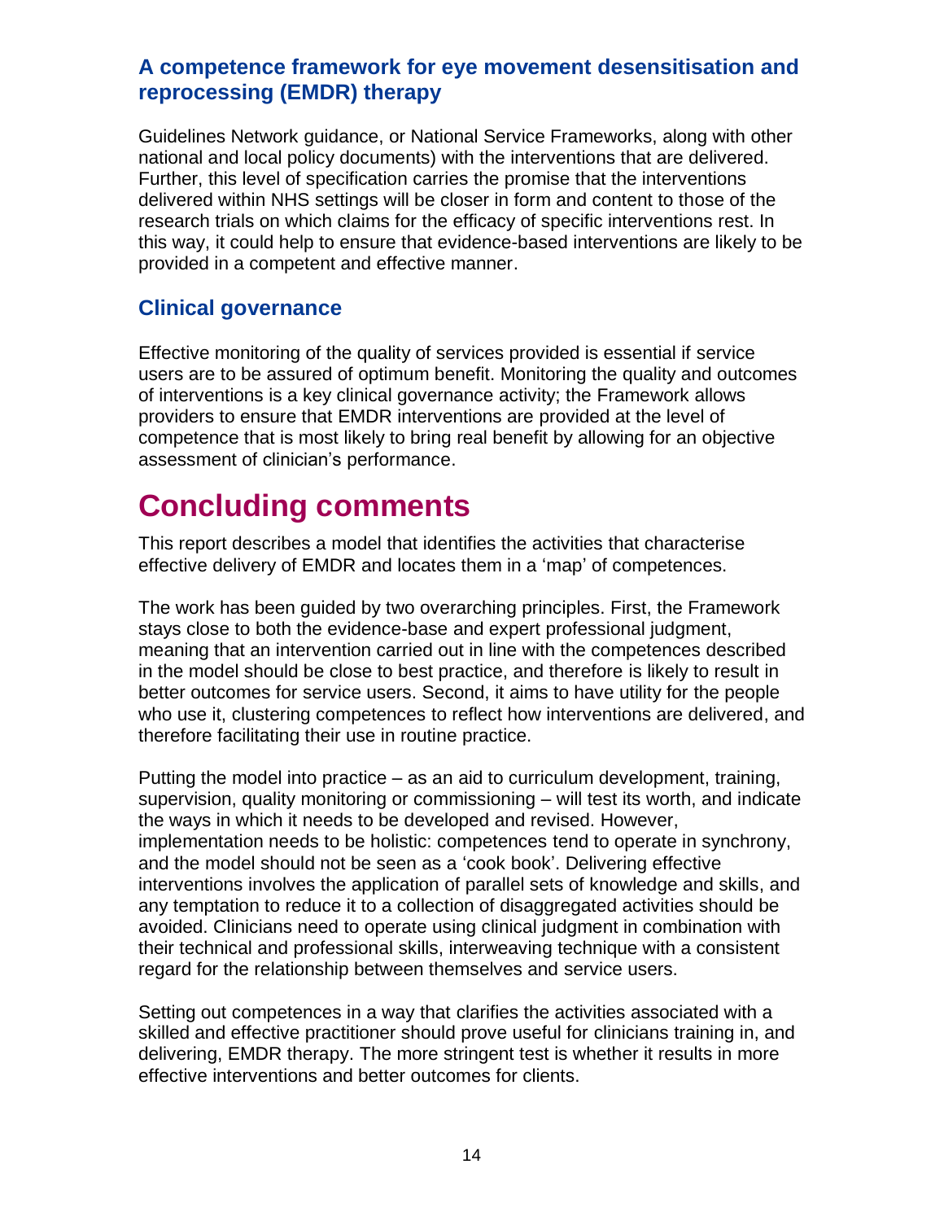Guidelines Network guidance, or National Service Frameworks, along with other national and local policy documents) with the interventions that are delivered. Further, this level of specification carries the promise that the interventions delivered within NHS settings will be closer in form and content to those of the research trials on which claims for the efficacy of specific interventions rest. In this way, it could help to ensure that evidence-based interventions are likely to be provided in a competent and effective manner.

## Clinical governance

Effective monitoring of the quality of services provided is essential if service users are to be assured of optimum benefit. Monitoring the quality and outcomes of interventions is a key clinical governance activity; the Framework allows providers to ensure that EMDR interventions are provided at the level of competence that is most likely to bring real benefit by allowing for an objective assessment of clinician's performance.

# Concluding comments

This report describes a model that identifies the activities that characterise effective delivery of EMDR and locates them in a 'map' of competences.

The work has been guided by two overarching principles. First, the Framework stays close to both the evidence-base and expert professional judgment, meaning that an intervention carried out in line with the competences described in the model should be close to best practice, and therefore is likely to result in better outcomes for service users. Second, it aims to have utility for the people who use it, clustering competences to reflect how interventions are delivered, and therefore facilitating their use in routine practice.

Putting the model into practice – as an aid to curriculum development, training, supervision, quality monitoring or commissioning – will test its worth, and indicate the ways in which it needs to be developed and revised. However, implementation needs to be holistic: competences tend to operate in synchrony, and the model should not be seen as a 'cook book'. Delivering effective interventions involves the application of parallel sets of knowledge and skills, and any temptation to reduce it to a collection of disaggregated activities should be avoided. Clinicians need to operate using clinical judgment in combination with their technical and professional skills, interweaving technique with a consistent regard for the relationship between themselves and service users.

Setting out competences in a way that clarifies the activities associated with a skilled and effective practitioner should prove useful for clinicians training in, and delivering, EMDR therapy. The more stringent test is whether it results in more effective interventions and better outcomes for clients.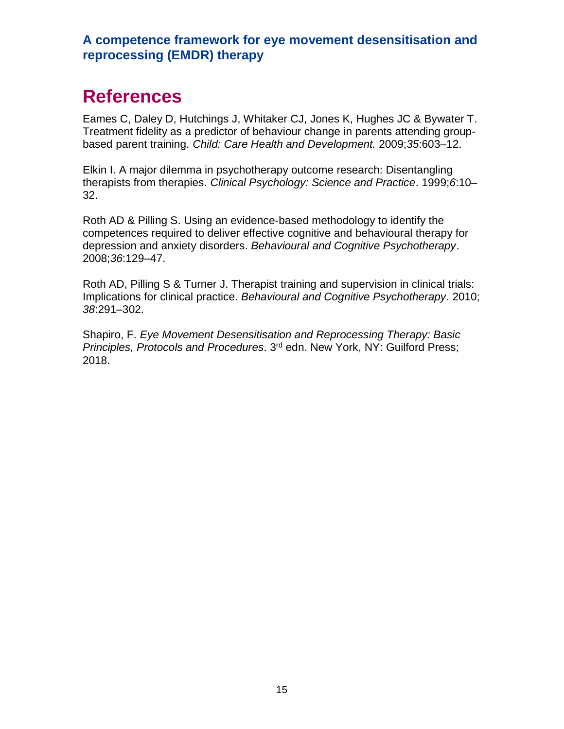# References

Eames C, Daley D, Hutchings J, Whitaker CJ, Jones K, Hughes JC & Bywater T. Treatment fidelity as a predictor of behaviour change in parents attending group-based parent training. *Child: Care Health and Development.* 2009;*35*:603–12.

Elkin I. A major dilemma in psychotherapy outcome research: Disentangling therapists from therapies. *Clinical Psychology: Science and Practice*. 1999;*6*:10–32.

Roth AD & Pilling S. Using an evidence-based methodology to identify the competences required to deliver effective cognitive and behavioural therapy for depression and anxiety disorders. *Behavioural and Cognitive Psychotherapy*. 2008;*36*:129–47.

Roth AD, Pilling S & Turner J. Therapist training and supervision in clinical trials: Implications for clinical practice. *Behavioural and Cognitive Psychotherapy*. 2010; *38*:291–302.

Shapiro, F. *Eye Movement Desensitisation and Reprocessing Therapy: Basic Principles, Protocols and Procedures*. 3rd edn. New York, NY: Guilford Press; 2018.